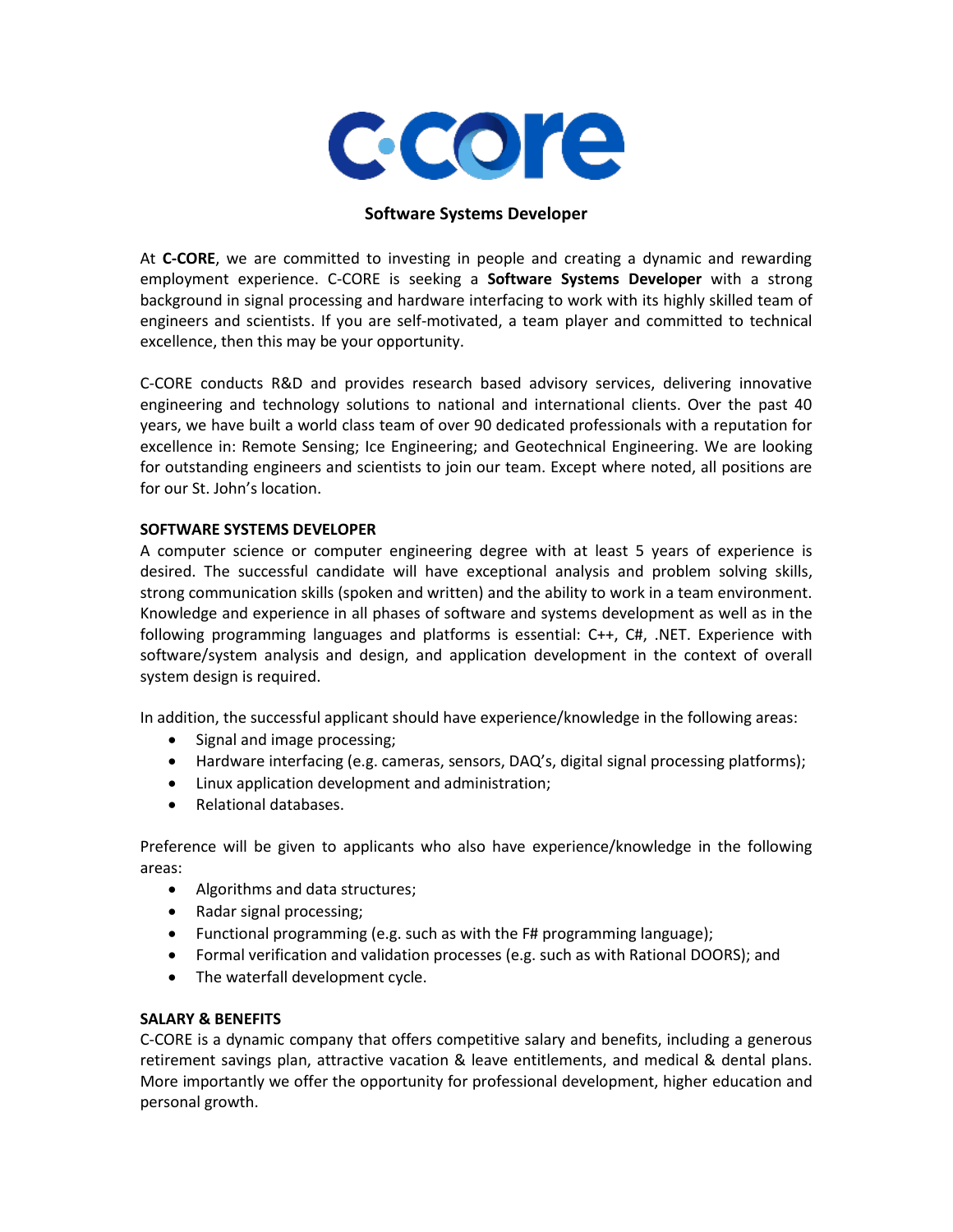# Software Systems Developer

At **C-CORE**, we are committed to investing in people and creating a dynamic and rewarding employment experience. C-CORE is seeking a **Software Systems Developer** with a strong background in signal processing and hardware interfacing to work with its highly skilled team of engineers and scientists. If you are self-motivated, a team player and committed to technical excellence, then this may be your opportunity.

C-CORE conducts R&D and provides research based advisory services, delivering innovative engineering and technology solutions to national and international clients. Over the past 40 years, we have built a world class team of over 90 dedicated professionals with a reputation for excellence in: Remote Sensing; Ice Engineering; and Geotechnical Engineering. We are looking for outstanding engineers and scientists to join our team. Except where noted, all positions are for our St. John's location.

## SOFTWARE SYSTEMS DEVELOPER

A computer science or computer engineering degree with at least 5 years of experience is desired. The successful candidate will have exceptional analysis and problem solving skills, strong communication skills (spoken and written) and the ability to work in a team environment. Knowledge and experience in all phases of software and systems development as well as in the following programming languages and platforms is essential: C++, C#, .NET. Experience with software/system analysis and design, and application development in the context of overall system design is required.

In addition, the successful applicant should have experience/knowledge in the following areas:

- Signal and image processing;
- Hardware interfacing (e.g. cameras, sensors, DAQ's, digital signal processing platforms);
- Linux application development and administration;
- Relational databases.

Preference will be given to applicants who also have experience/knowledge in the following areas:

- Algorithms and data structures;
- Radar signal processing;
- Functional programming (e.g. such as with the F# programming language);
- Formal verification and validation processes (e.g. such as with Rational DOORS); and
- The waterfall development cycle.

## SALARY & BENEFITS

C-CORE is a dynamic company that offers competitive salary and benefits, including a generous retirement savings plan, attractive vacation & leave entitlements, and medical & dental plans. More importantly we offer the opportunity for professional development, higher education and personal growth.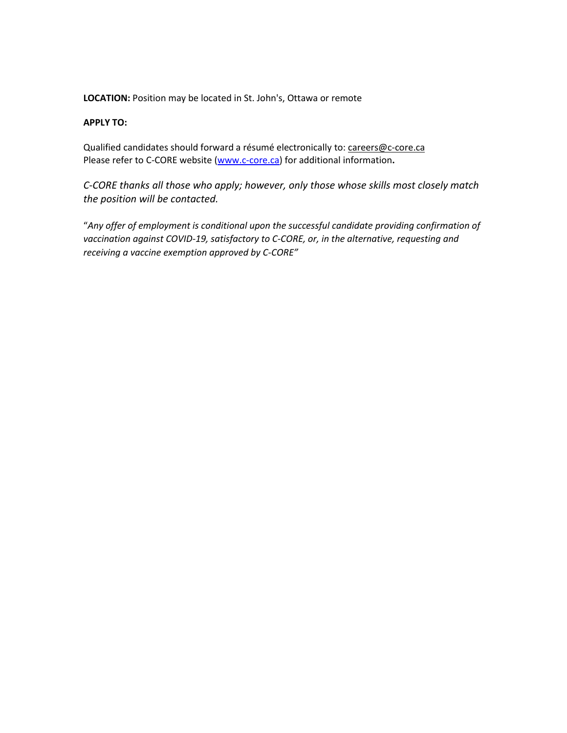**LOCATION:** Position may be located in St. John's, Ottawa or remote

**APPLY TO:**

Qualified candidates should forward a résumé electronically to: careers@c-core.ca
Please refer to C-CORE website (www.c-core.ca) for additional information**.**

*C-CORE thanks all those who apply; however, only those whose skills most closely match the position will be contacted.*

"*Any offer of employment is conditional upon the successful candidate providing confirmation of vaccination against COVID-19, satisfactory to C-CORE, or, in the alternative, requesting and receiving a vaccine exemption approved by C-CORE"*